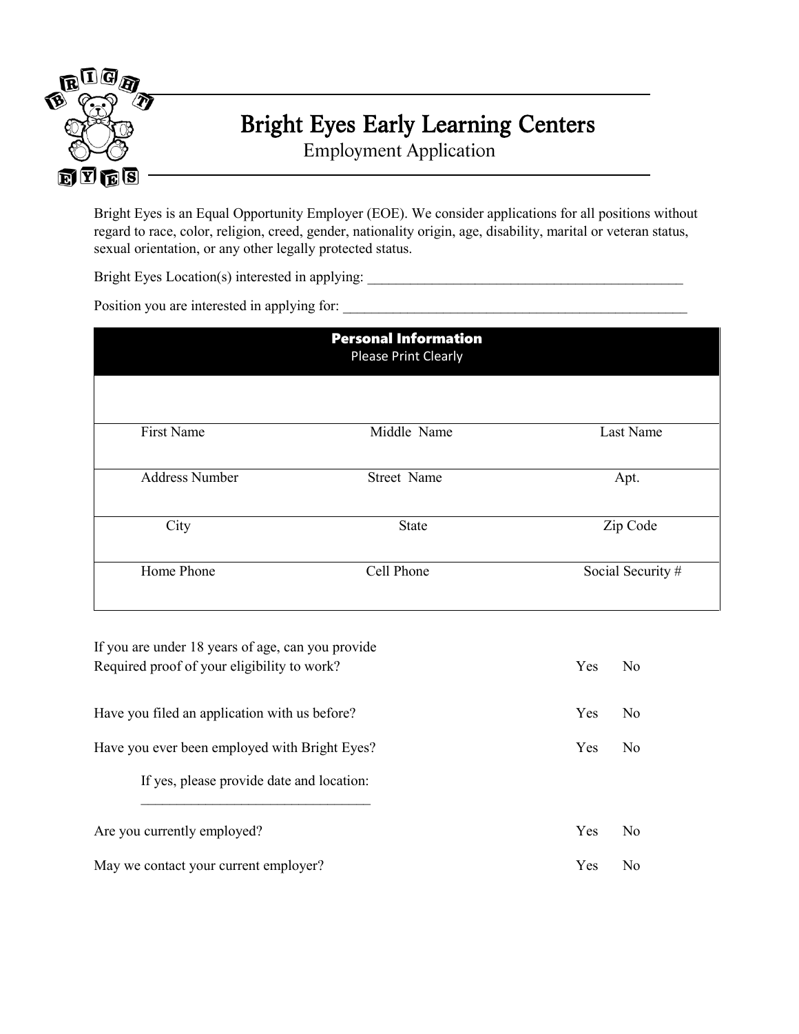# Bright Eyes Early Learning Centers

## Employment Application

Bright Eyes is an Equal Opportunity Employer (EOE). We consider applications for all positions without regard to race, color, religion, creed, gender, nationality origin, age, disability, marital or veteran status, sexual orientation, or any other legally protected status.

Bright Eyes Location(s) interested in applying: ______________________________________________

Position you are interested in applying for: __________________________________________________

| **Personal Information**<br>Please Print Clearly | | |
|---|---|---|
| | | |
| First Name | Middle Name | Last Name |
| Address Number | Street Name | Apt. |
| City | State | Zip Code |
| Home Phone | Cell Phone | Social Security # |

If you are under 18 years of age, can you provide Required proof of your eligibility to work? Yes No

Have you filed an application with us before? Yes No

Have you ever been employed with Bright Eyes? Yes No

If yes, please provide date and location: _________________________________

Are you currently employed? Yes No

May we contact your current employer? Yes No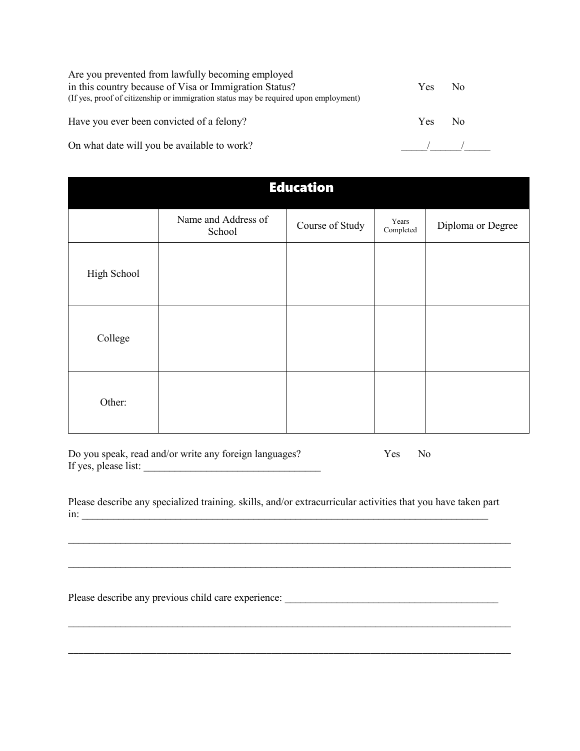Are you prevented from lawfully becoming employed in this country because of Visa or Immigration Status? Yes No
(If yes, proof of citizenship or immigration status may be required upon employment)

Have you ever been convicted of a felony? Yes No

On what date will you be available to work? _____/______/_____

## Education

| | Name and Address of School | Course of Study | Years Completed | Diploma or Degree |
|---|---|---|---|---|
| High School | | | | |
| College | | | | |
| Other: | | | | |

Do you speak, read and/or write any foreign languages? Yes No
If yes, please list: __________________________________

Please describe any specialized training. skills, and/or extracurricular activities that you have taken part in: ____________________________________________________________________________________

________________________________________________________________________________________

________________________________________________________________________________________

Please describe any previous child care experience: _________________________________________

________________________________________________________________________________________

________________________________________________________________________________________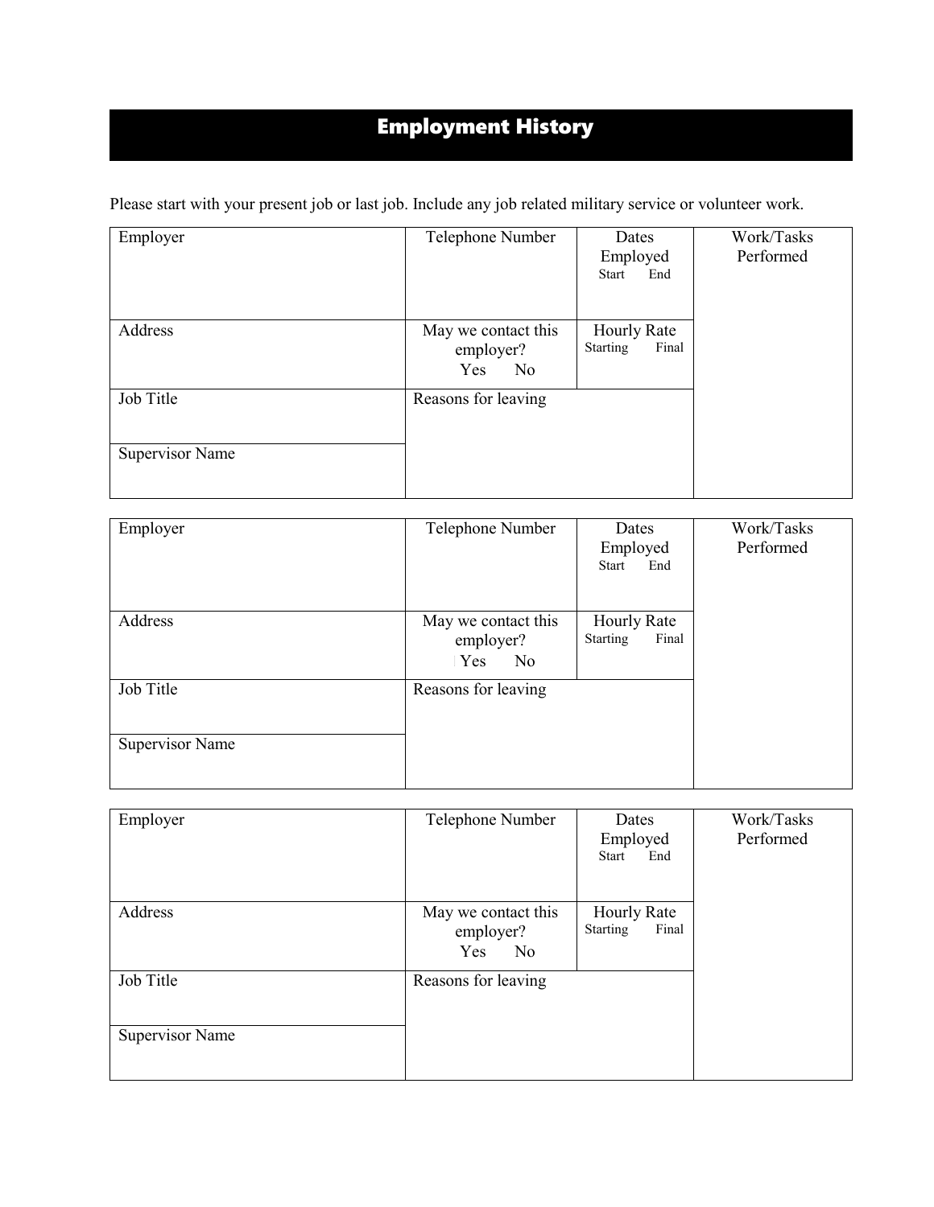# Employment History

Please start with your present job or last job. Include any job related military service or volunteer work.

| Employer | Telephone Number | Dates Employed<br>Start End | Work/Tasks Performed |
| --- | --- | --- | --- |
| Address | May we contact this employer?<br>Yes No | Hourly Rate<br>Starting Final | |
| Job Title | Reasons for leaving | | |
| Supervisor Name | | | |

| Employer | Telephone Number | Dates Employed<br>Start End | Work/Tasks Performed |
| --- | --- | --- | --- |
| Address | May we contact this employer?<br>Yes No | Hourly Rate<br>Starting Final | |
| Job Title | Reasons for leaving | | |
| Supervisor Name | | | |

| Employer | Telephone Number | Dates Employed<br>Start End | Work/Tasks Performed |
| --- | --- | --- | --- |
| Address | May we contact this employer?<br>Yes No | Hourly Rate<br>Starting Final | |
| Job Title | Reasons for leaving | | |
| Supervisor Name | | | |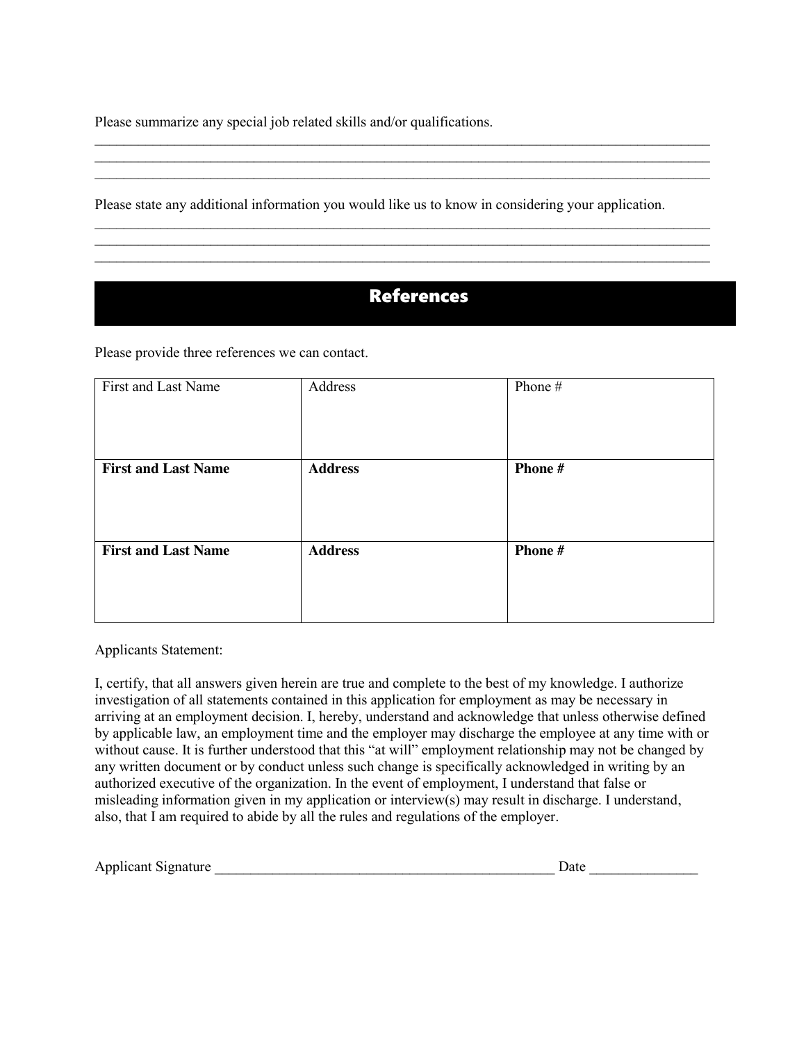Please summarize any special job related skills and/or qualifications.

\_\_\_\_\_\_\_\_\_\_\_\_\_\_\_\_\_\_\_\_\_\_\_\_\_\_\_\_\_\_\_\_\_\_\_\_\_\_\_\_\_\_\_\_\_\_\_\_\_\_\_\_\_\_\_\_\_\_\_\_\_\_\_\_\_\_\_\_\_\_\_\_\_\_\_\_\_\_
\_\_\_\_\_\_\_\_\_\_\_\_\_\_\_\_\_\_\_\_\_\_\_\_\_\_\_\_\_\_\_\_\_\_\_\_\_\_\_\_\_\_\_\_\_\_\_\_\_\_\_\_\_\_\_\_\_\_\_\_\_\_\_\_\_\_\_\_\_\_\_\_\_\_\_\_\_\_
\_\_\_\_\_\_\_\_\_\_\_\_\_\_\_\_\_\_\_\_\_\_\_\_\_\_\_\_\_\_\_\_\_\_\_\_\_\_\_\_\_\_\_\_\_\_\_\_\_\_\_\_\_\_\_\_\_\_\_\_\_\_\_\_\_\_\_\_\_\_\_\_\_\_\_\_\_\_

Please state any additional information you would like us to know in considering your application.

\_\_\_\_\_\_\_\_\_\_\_\_\_\_\_\_\_\_\_\_\_\_\_\_\_\_\_\_\_\_\_\_\_\_\_\_\_\_\_\_\_\_\_\_\_\_\_\_\_\_\_\_\_\_\_\_\_\_\_\_\_\_\_\_\_\_\_\_\_\_\_\_\_\_\_\_\_\_
\_\_\_\_\_\_\_\_\_\_\_\_\_\_\_\_\_\_\_\_\_\_\_\_\_\_\_\_\_\_\_\_\_\_\_\_\_\_\_\_\_\_\_\_\_\_\_\_\_\_\_\_\_\_\_\_\_\_\_\_\_\_\_\_\_\_\_\_\_\_\_\_\_\_\_\_\_\_
\_\_\_\_\_\_\_\_\_\_\_\_\_\_\_\_\_\_\_\_\_\_\_\_\_\_\_\_\_\_\_\_\_\_\_\_\_\_\_\_\_\_\_\_\_\_\_\_\_\_\_\_\_\_\_\_\_\_\_\_\_\_\_\_\_\_\_\_\_\_\_\_\_\_\_\_\_\_

## References

Please provide three references we can contact.

| First and Last Name | Address | Phone # |
|---|---|---|
| **First and Last Name** | **Address** | **Phone #** |
| **First and Last Name** | **Address** | **Phone #** |

Applicants Statement:

I, certify, that all answers given herein are true and complete to the best of my knowledge. I authorize investigation of all statements contained in this application for employment as may be necessary in arriving at an employment decision. I, hereby, understand and acknowledge that unless otherwise defined by applicable law, an employment time and the employer may discharge the employee at any time with or without cause. It is further understood that this "at will" employment relationship may not be changed by any written document or by conduct unless such change is specifically acknowledged in writing by an authorized executive of the organization. In the event of employment, I understand that false or misleading information given in my application or interview(s) may result in discharge. I understand, also, that I am required to abide by all the rules and regulations of the employer.

Applicant Signature \_\_\_\_\_\_\_\_\_\_\_\_\_\_\_\_\_\_\_\_\_\_\_\_\_\_\_\_\_\_\_\_\_\_\_\_\_\_\_\_\_\_\_\_\_\_ Date \_\_\_\_\_\_\_\_\_\_\_\_\_\_\_